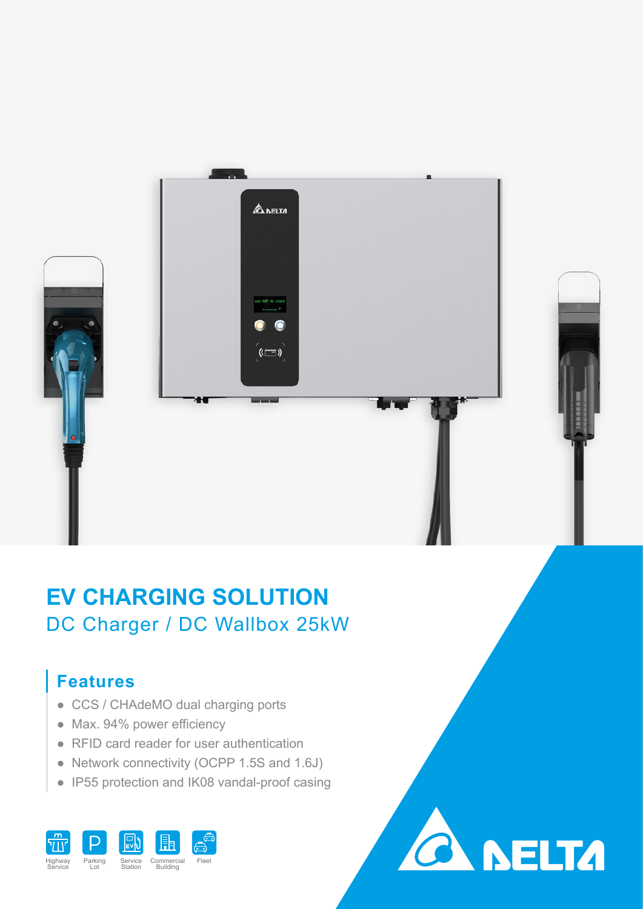# EV CHARGING SOLUTION

## DC Charger / DC Wallbox 25kW

### Features

- CCS / CHAdeMO dual charging ports
- Max. 94% power efficiency
- RFID card reader for user authentication
- Network connectivity (OCPP 1.5S and 1.6J)
- IP55 protection and IK08 vandal-proof casing

Highway Service | Parking Lot | Service Station | Commercial Building | Fleet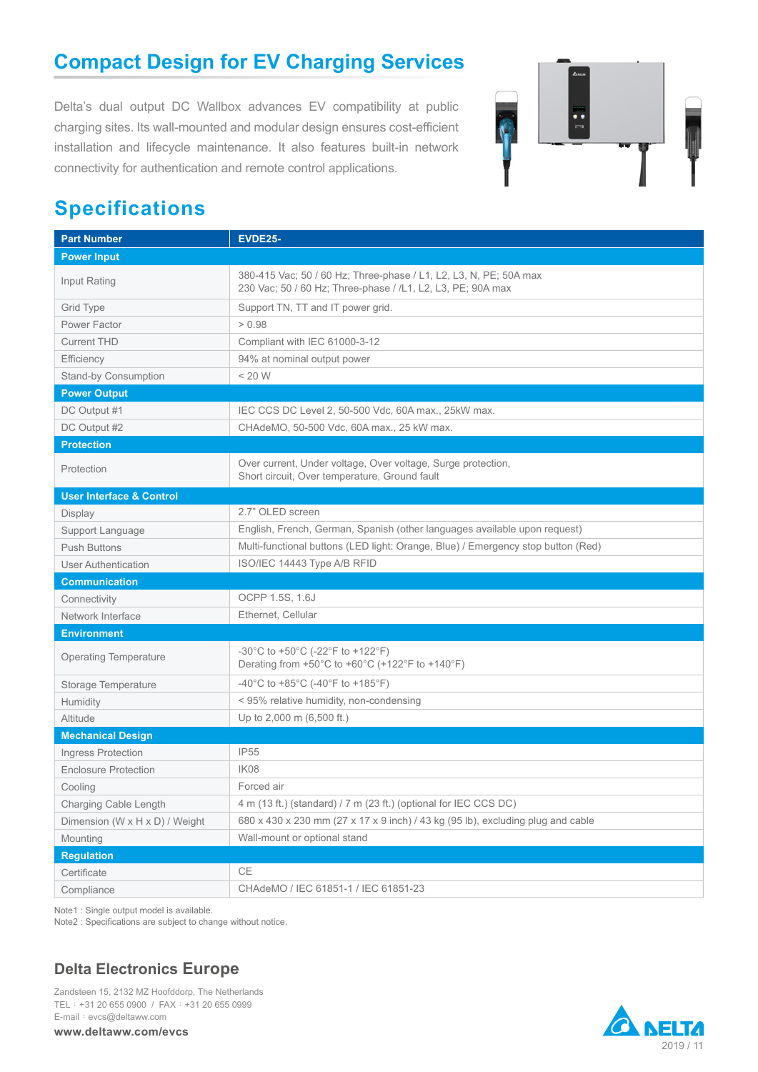## Compact Design for EV Charging Services

Delta's dual output DC Wallbox advances EV compatibility at public charging sites. Its wall-mounted and modular design ensures cost-efficient installation and lifecycle maintenance. It also features built-in network connectivity for authentication and remote control applications.

## Specifications

| Part Number | EVDE25- |
|---|---|
| **Power Input** | |
| Input Rating | 380-415 Vac; 50 / 60 Hz; Three-phase / L1, L2, L3, N, PE; 50A max<br>230 Vac; 50 / 60 Hz; Three-phase / /L1, L2, L3, PE; 90A max |
| Grid Type | Support TN, TT and IT power grid. |
| Power Factor | > 0.98 |
| Current THD | Compliant with IEC 61000-3-12 |
| Efficiency | 94% at nominal output power |
| Stand-by Consumption | < 20 W |
| **Power Output** | |
| DC Output #1 | IEC CCS DC Level 2, 50-500 Vdc, 60A max., 25kW max. |
| DC Output #2 | CHAdeMO, 50-500 Vdc, 60A max., 25 kW max. |
| **Protection** | |
| Protection | Over current, Under voltage, Over voltage, Surge protection,<br>Short circuit, Over temperature, Ground fault |
| **User Interface & Control** | |
| Display | 2.7" OLED screen |
| Support Language | English, French, German, Spanish (other languages available upon request) |
| Push Buttons | Multi-functional buttons (LED light: Orange, Blue) / Emergency stop button (Red) |
| User Authentication | ISO/IEC 14443 Type A/B RFID |
| **Communication** | |
| Connectivity | OCPP 1.5S, 1.6J |
| Network Interface | Ethernet, Cellular |
| **Environment** | |
| Operating Temperature | -30°C to +50°C (-22°F to +122°F)<br>Derating from +50°C to +60°C (+122°F to +140°F) |
| Storage Temperature | -40°C to +85°C (-40°F to +185°F) |
| Humidity | < 95% relative humidity, non-condensing |
| Altitude | Up to 2,000 m (6,500 ft.) |
| **Mechanical Design** | |
| Ingress Protection | IP55 |
| Enclosure Protection | IK08 |
| Cooling | Forced air |
| Charging Cable Length | 4 m (13 ft.) (standard) / 7 m (23 ft.) (optional for IEC CCS DC) |
| Dimension (W x H x D) / Weight | 680 x 430 x 230 mm (27 x 17 x 9 inch) / 43 kg (95 lb), excluding plug and cable |
| Mounting | Wall-mount or optional stand |
| **Regulation** | |
| Certificate | CE |
| Compliance | CHAdeMO / IEC 61851-1 / IEC 61851-23 |

Note1 : Single output model is available.
Note2 : Specifications are subject to change without notice.

### Delta Electronics Europe

Zandsteen 15, 2132 MZ Hoofddorp, The Netherlands
TEL : +31 20 655 0900 / FAX : +31 20 655 0999
E-mail : evcs@deltaww.com

**www.deltaww.com/evcs**

2019 / 11